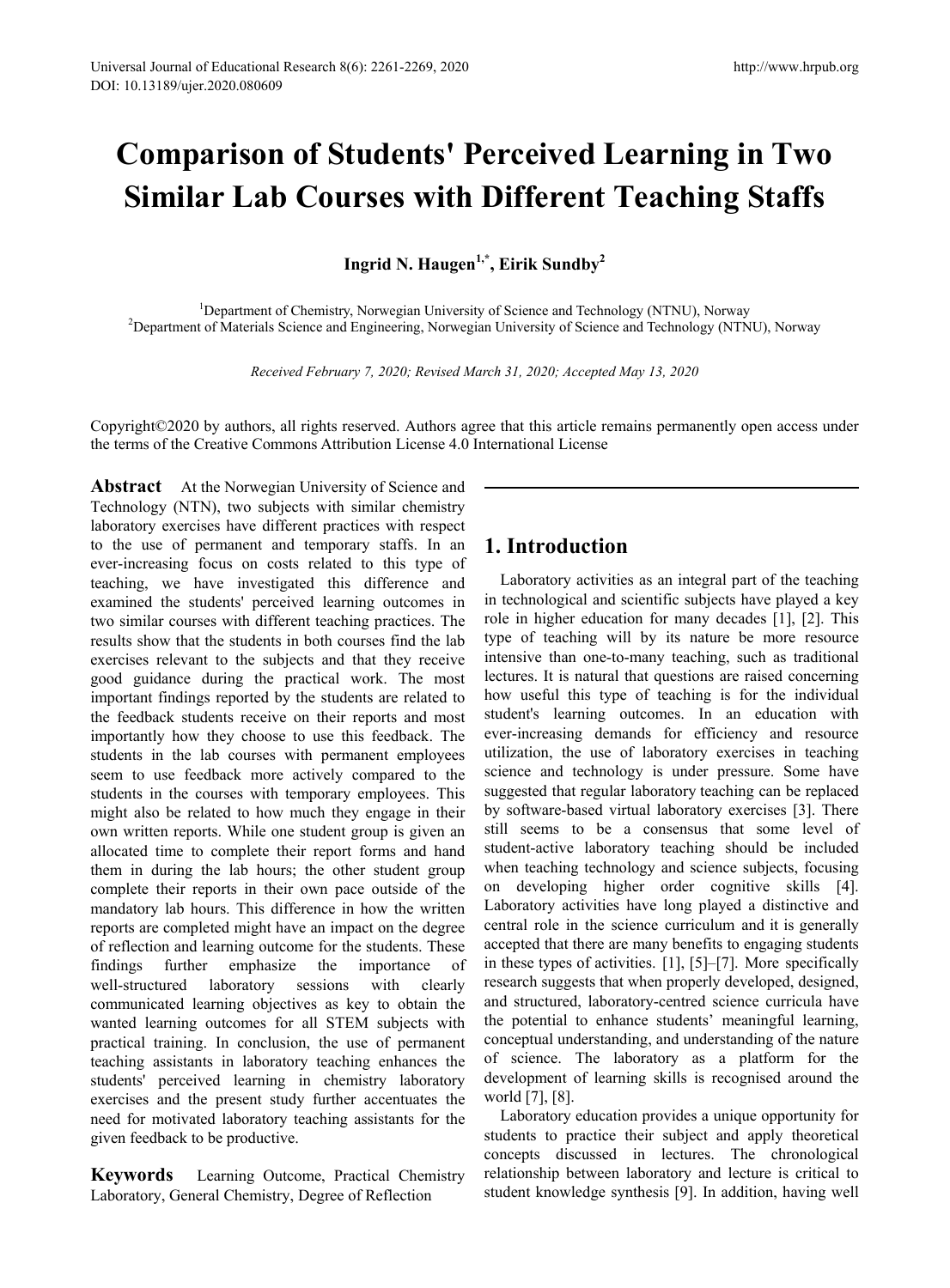# Comparison of Students' Perceived Learning in Two Similar Lab Courses with Different Teaching Staffs

**Ingrid N. Haugen[1,*], Eirik Sundby[2]**

[1]Department of Chemistry, Norwegian University of Science and Technology (NTNU), Norway
[2]Department of Materials Science and Engineering, Norwegian University of Science and Technology (NTNU), Norway

*Received February 7, 2020; Revised March 31, 2020; Accepted May 13, 2020*

Copyright©2020 by authors, all rights reserved. Authors agree that this article remains permanently open access under the terms of the Creative Commons Attribution License 4.0 International License

**Abstract** At the Norwegian University of Science and Technology (NTN), two subjects with similar chemistry laboratory exercises have different practices with respect to the use of permanent and temporary staffs. In an ever-increasing focus on costs related to this type of teaching, we have investigated this difference and examined the students' perceived learning outcomes in two similar courses with different teaching practices. The results show that the students in both courses find the lab exercises relevant to the subjects and that they receive good guidance during the practical work. The most important findings reported by the students are related to the feedback students receive on their reports and most importantly how they choose to use this feedback. The students in the lab courses with permanent employees seem to use feedback more actively compared to the students in the courses with temporary employees. This might also be related to how much they engage in their own written reports. While one student group is given an allocated time to complete their report forms and hand them in during the lab hours; the other student group complete their reports in their own pace outside of the mandatory lab hours. This difference in how the written reports are completed might have an impact on the degree of reflection and learning outcome for the students. These findings further emphasize the importance of well-structured laboratory sessions with clearly communicated learning objectives as key to obtain the wanted learning outcomes for all STEM subjects with practical training. In conclusion, the use of permanent teaching assistants in laboratory teaching enhances the students' perceived learning in chemistry laboratory exercises and the present study further accentuates the need for motivated laboratory teaching assistants for the given feedback to be productive.

**Keywords** Learning Outcome, Practical Chemistry Laboratory, General Chemistry, Degree of Reflection

## 1. Introduction

Laboratory activities as an integral part of the teaching in technological and scientific subjects have played a key role in higher education for many decades [1], [2]. This type of teaching will by its nature be more resource intensive than one-to-many teaching, such as traditional lectures. It is natural that questions are raised concerning how useful this type of teaching is for the individual student's learning outcomes. In an education with ever-increasing demands for efficiency and resource utilization, the use of laboratory exercises in teaching science and technology is under pressure. Some have suggested that regular laboratory teaching can be replaced by software-based virtual laboratory exercises [3]. There still seems to be a consensus that some level of student-active laboratory teaching should be included when teaching technology and science subjects, focusing on developing higher order cognitive skills [4]. Laboratory activities have long played a distinctive and central role in the science curriculum and it is generally accepted that there are many benefits to engaging students in these types of activities. [1], [5]–[7]. More specifically research suggests that when properly developed, designed, and structured, laboratory-centred science curricula have the potential to enhance students' meaningful learning, conceptual understanding, and understanding of the nature of science. The laboratory as a platform for the development of learning skills is recognised around the world [7], [8].

Laboratory education provides a unique opportunity for students to practice their subject and apply theoretical concepts discussed in lectures. The chronological relationship between laboratory and lecture is critical to student knowledge synthesis [9]. In addition, having well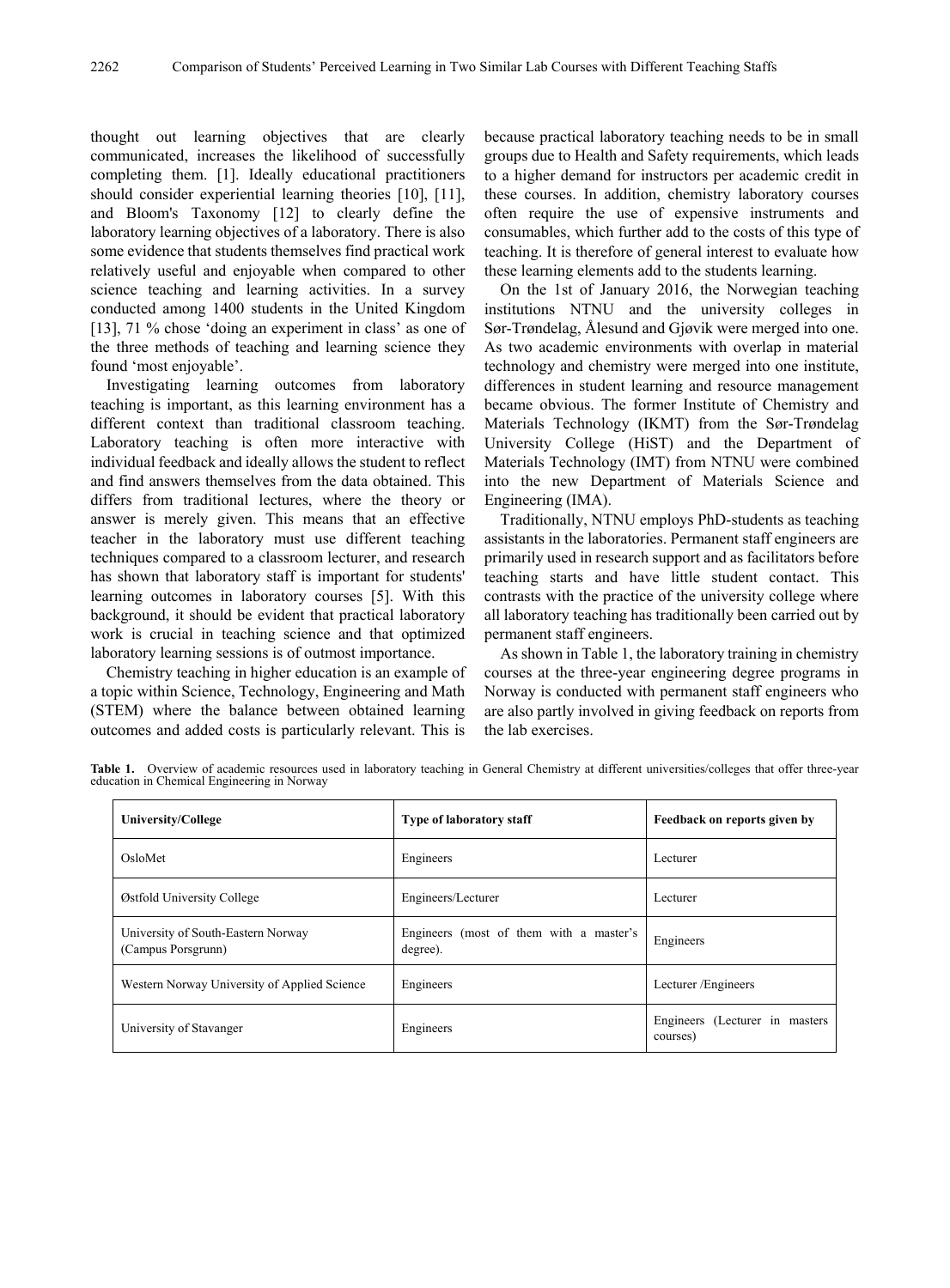thought out learning objectives that are clearly communicated, increases the likelihood of successfully completing them. [1]. Ideally educational practitioners should consider experiential learning theories [10], [11], and Bloom's Taxonomy [12] to clearly define the laboratory learning objectives of a laboratory. There is also some evidence that students themselves find practical work relatively useful and enjoyable when compared to other science teaching and learning activities. In a survey conducted among 1400 students in the United Kingdom [13], 71 % chose 'doing an experiment in class' as one of the three methods of teaching and learning science they found 'most enjoyable'.

Investigating learning outcomes from laboratory teaching is important, as this learning environment has a different context than traditional classroom teaching. Laboratory teaching is often more interactive with individual feedback and ideally allows the student to reflect and find answers themselves from the data obtained. This differs from traditional lectures, where the theory or answer is merely given. This means that an effective teacher in the laboratory must use different teaching techniques compared to a classroom lecturer, and research has shown that laboratory staff is important for students' learning outcomes in laboratory courses [5]. With this background, it should be evident that practical laboratory work is crucial in teaching science and that optimized laboratory learning sessions is of outmost importance.

Chemistry teaching in higher education is an example of a topic within Science, Technology, Engineering and Math (STEM) where the balance between obtained learning outcomes and added costs is particularly relevant. This is because practical laboratory teaching needs to be in small groups due to Health and Safety requirements, which leads to a higher demand for instructors per academic credit in these courses. In addition, chemistry laboratory courses often require the use of expensive instruments and consumables, which further add to the costs of this type of teaching. It is therefore of general interest to evaluate how these learning elements add to the students learning.

On the 1st of January 2016, the Norwegian teaching institutions NTNU and the university colleges in Sør-Trøndelag, Ålesund and Gjøvik were merged into one. As two academic environments with overlap in material technology and chemistry were merged into one institute, differences in student learning and resource management became obvious. The former Institute of Chemistry and Materials Technology (IKMT) from the Sør-Trøndelag University College (HiST) and the Department of Materials Technology (IMT) from NTNU were combined into the new Department of Materials Science and Engineering (IMA).

Traditionally, NTNU employs PhD-students as teaching assistants in the laboratories. Permanent staff engineers are primarily used in research support and as facilitators before teaching starts and have little student contact. This contrasts with the practice of the university college where all laboratory teaching has traditionally been carried out by permanent staff engineers.

As shown in Table 1, the laboratory training in chemistry courses at the three-year engineering degree programs in Norway is conducted with permanent staff engineers who are also partly involved in giving feedback on reports from the lab exercises.

**Table 1.** Overview of academic resources used in laboratory teaching in General Chemistry at different universities/colleges that offer three-year education in Chemical Engineering in Norway

| University/College | Type of laboratory staff | Feedback on reports given by |
|---|---|---|
| OsloMet | Engineers | Lecturer |
| Østfold University College | Engineers/Lecturer | Lecturer |
| University of South-Eastern Norway (Campus Porsgrunn) | Engineers (most of them with a master's degree). | Engineers |
| Western Norway University of Applied Science | Engineers | Lecturer /Engineers |
| University of Stavanger | Engineers | Engineers (Lecturer in masters courses) |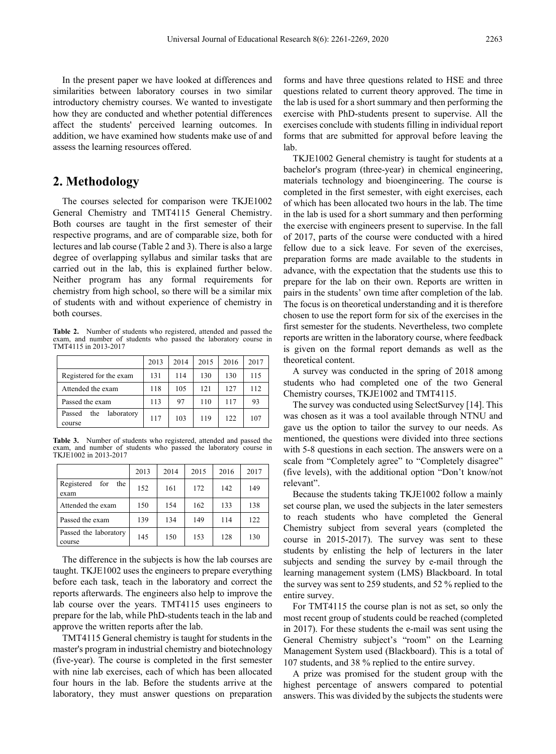In the present paper we have looked at differences and similarities between laboratory courses in two similar introductory chemistry courses. We wanted to investigate how they are conducted and whether potential differences affect the students' perceived learning outcomes. In addition, we have examined how students make use of and assess the learning resources offered.

## 2. Methodology

The courses selected for comparison were TKJE1002 General Chemistry and TMT4115 General Chemistry. Both courses are taught in the first semester of their respective programs, and are of comparable size, both for lectures and lab course (Table 2 and 3). There is also a large degree of overlapping syllabus and similar tasks that are carried out in the lab, this is explained further below. Neither program has any formal requirements for chemistry from high school, so there will be a similar mix of students with and without experience of chemistry in both courses.

**Table 2.** Number of students who registered, attended and passed the exam, and number of students who passed the laboratory course in TMT4115 in 2013-2017

| | 2013 | 2014 | 2015 | 2016 | 2017 |
|---|---|---|---|---|---|
| Registered for the exam | 131 | 114 | 130 | 130 | 115 |
| Attended the exam | 118 | 105 | 121 | 127 | 112 |
| Passed the exam | 113 | 97 | 110 | 117 | 93 |
| Passed the laboratory course | 117 | 103 | 119 | 122 | 107 |

**Table 3.** Number of students who registered, attended and passed the exam, and number of students who passed the laboratory course in TKJE1002 in 2013-2017

| | 2013 | 2014 | 2015 | 2016 | 2017 |
|---|---|---|---|---|---|
| Registered for the exam | 152 | 161 | 172 | 142 | 149 |
| Attended the exam | 150 | 154 | 162 | 133 | 138 |
| Passed the exam | 139 | 134 | 149 | 114 | 122 |
| Passed the laboratory course | 145 | 150 | 153 | 128 | 130 |

The difference in the subjects is how the lab courses are taught. TKJE1002 uses the engineers to prepare everything before each task, teach in the laboratory and correct the reports afterwards. The engineers also help to improve the lab course over the years. TMT4115 uses engineers to prepare for the lab, while PhD-students teach in the lab and approve the written reports after the lab.

TMT4115 General chemistry is taught for students in the master's program in industrial chemistry and biotechnology (five-year). The course is completed in the first semester with nine lab exercises, each of which has been allocated four hours in the lab. Before the students arrive at the laboratory, they must answer questions on preparation forms and have three questions related to HSE and three questions related to current theory approved. The time in the lab is used for a short summary and then performing the exercise with PhD-students present to supervise. All the exercises conclude with students filling in individual report forms that are submitted for approval before leaving the lab.

TKJE1002 General chemistry is taught for students at a bachelor's program (three-year) in chemical engineering, materials technology and bioengineering. The course is completed in the first semester, with eight exercises, each of which has been allocated two hours in the lab. The time in the lab is used for a short summary and then performing the exercise with engineers present to supervise. In the fall of 2017, parts of the course were conducted with a hired fellow due to a sick leave. For seven of the exercises, preparation forms are made available to the students in advance, with the expectation that the students use this to prepare for the lab on their own. Reports are written in pairs in the students' own time after completion of the lab. The focus is on theoretical understanding and it is therefore chosen to use the report form for six of the exercises in the first semester for the students. Nevertheless, two complete reports are written in the laboratory course, where feedback is given on the formal report demands as well as the theoretical content.

A survey was conducted in the spring of 2018 among students who had completed one of the two General Chemistry courses, TKJE1002 and TMT4115.

The survey was conducted using SelectSurvey [14]. This was chosen as it was a tool available through NTNU and gave us the option to tailor the survey to our needs. As mentioned, the questions were divided into three sections with 5-8 questions in each section. The answers were on a scale from "Completely agree" to "Completely disagree" (five levels), with the additional option "Don't know/not relevant".

Because the students taking TKJE1002 follow a mainly set course plan, we used the subjects in the later semesters to reach students who have completed the General Chemistry subject from several years (completed the course in 2015-2017). The survey was sent to these students by enlisting the help of lecturers in the later subjects and sending the survey by e-mail through the learning management system (LMS) Blackboard. In total the survey was sent to 259 students, and 52 % replied to the entire survey.

For TMT4115 the course plan is not as set, so only the most recent group of students could be reached (completed in 2017). For these students the e-mail was sent using the General Chemistry subject's "room" on the Learning Management System used (Blackboard). This is a total of 107 students, and 38 % replied to the entire survey.

A prize was promised for the student group with the highest percentage of answers compared to potential answers. This was divided by the subjects the students were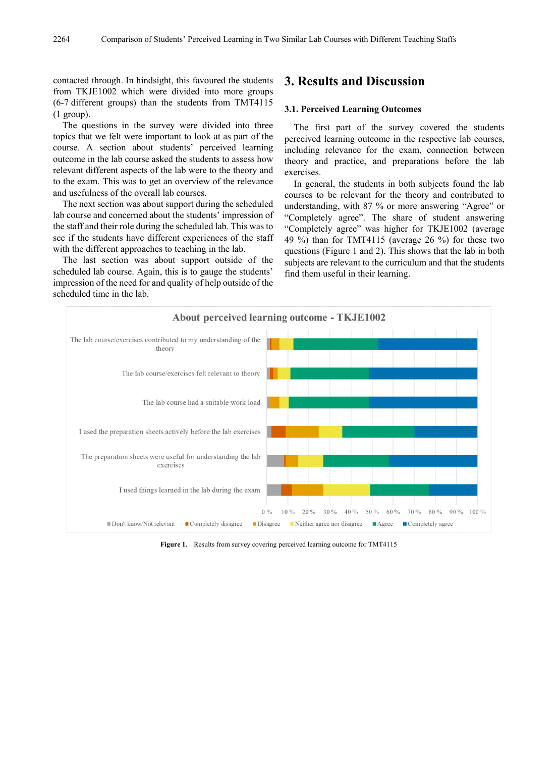contacted through. In hindsight, this favoured the students from TKJE1002 which were divided into more groups (6-7 different groups) than the students from TMT4115 (1 group).

The questions in the survey were divided into three topics that we felt were important to look at as part of the course. A section about students' perceived learning outcome in the lab course asked the students to assess how relevant different aspects of the lab were to the theory and to the exam. This was to get an overview of the relevance and usefulness of the overall lab courses.

The next section was about support during the scheduled lab course and concerned about the students' impression of the staff and their role during the scheduled lab. This was to see if the students have different experiences of the staff with the different approaches to teaching in the lab.

The last section was about support outside of the scheduled lab course. Again, this is to gauge the students' impression of the need for and quality of help outside of the scheduled time in the lab.

# 3. Results and Discussion

## 3.1. Perceived Learning Outcomes

The first part of the survey covered the students perceived learning outcome in the respective lab courses, including relevance for the exam, connection between theory and practice, and preparations before the lab exercises.

In general, the students in both subjects found the lab courses to be relevant for the theory and contributed to understanding, with 87 % or more answering "Agree" or "Completely agree". The share of student answering "Completely agree" was higher for TKJE1002 (average 49 %) than for TMT4115 (average 26 %) for these two questions (Figure 1 and 2). This shows that the lab in both subjects are relevant to the curriculum and that the students find them useful in their learning.

About perceived learning outcome - TKJE1002

The lab course/exercises contributed to my understanding of the theory

The lab course/exercises felt relevant to theory

The lab course had a suitable work load

I used the preparation sheets actively before the lab exercises

The preparation sheets were useful for understanding the lab exercises

I used things learned in the lab during the exam

0 % 10 % 20 % 30 % 40 % 50 % 60 % 70 % 80 % 90 % 100 %

Don't know/Not relevant, Completely disagree, Disagree, Neither agree nor disagree, Agree, Completely agree

**Figure 1.** Results from survey covering perceived learning outcome for TMT4115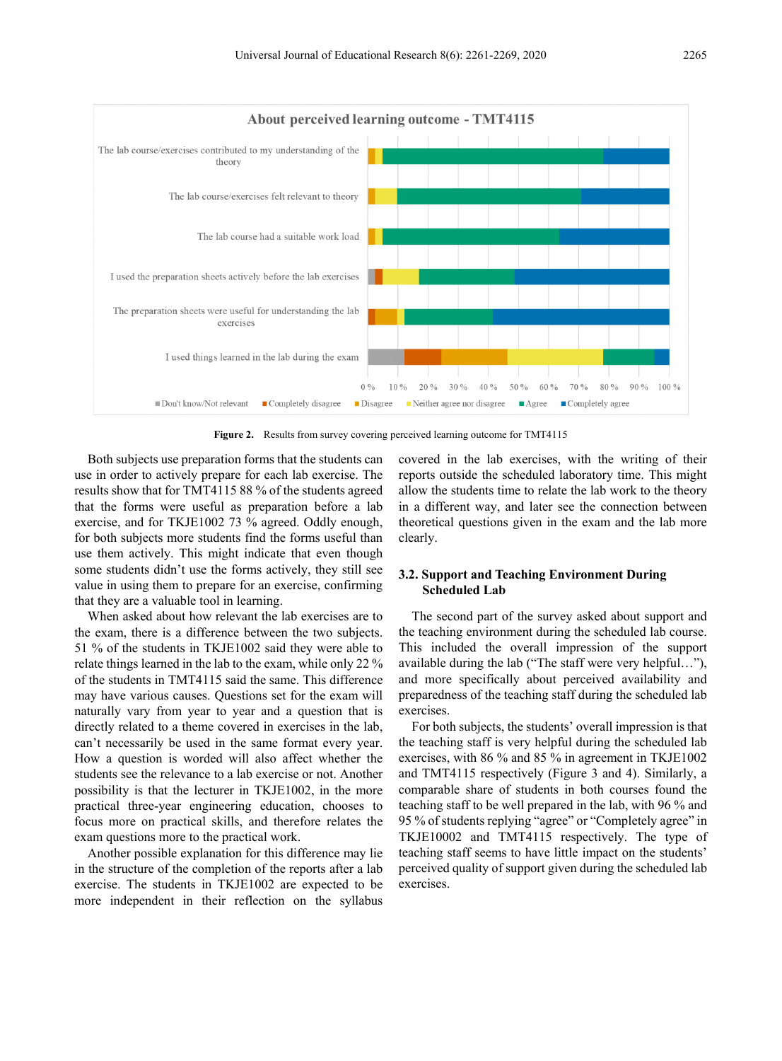About perceived learning outcome - TMT4115

The lab course/exercises contributed to my understanding of the theory

The lab course/exercises felt relevant to theory

The lab course had a suitable work load

I used the preparation sheets actively before the lab exercises

The preparation sheets were useful for understanding the lab exercises

I used things learned in the lab during the exam

0 % 10 % 20 % 30 % 40 % 50 % 60 % 70 % 80 % 90 % 100 %

Don't know/Not relevant, Completely disagree, Disagree, Neither agree nor disagree, Agree, Completely agree

**Figure 2.** Results from survey covering perceived learning outcome for TMT4115

Both subjects use preparation forms that the students can use in order to actively prepare for each lab exercise. The results show that for TMT4115 88 % of the students agreed that the forms were useful as preparation before a lab exercise, and for TKJE1002 73 % agreed. Oddly enough, for both subjects more students find the forms useful than use them actively. This might indicate that even though some students didn't use the forms actively, they still see value in using them to prepare for an exercise, confirming that they are a valuable tool in learning.

When asked about how relevant the lab exercises are to the exam, there is a difference between the two subjects. 51 % of the students in TKJE1002 said they were able to relate things learned in the lab to the exam, while only 22 % of the students in TMT4115 said the same. This difference may have various causes. Questions set for the exam will naturally vary from year to year and a question that is directly related to a theme covered in exercises in the lab, can't necessarily be used in the same format every year. How a question is worded will also affect whether the students see the relevance to a lab exercise or not. Another possibility is that the lecturer in TKJE1002, in the more practical three-year engineering education, chooses to focus more on practical skills, and therefore relates the exam questions more to the practical work.

Another possible explanation for this difference may lie in the structure of the completion of the reports after a lab exercise. The students in TKJE1002 are expected to be more independent in their reflection on the syllabus covered in the lab exercises, with the writing of their reports outside the scheduled laboratory time. This might allow the students time to relate the lab work to the theory in a different way, and later see the connection between theoretical questions given in the exam and the lab more clearly.

### 3.2. Support and Teaching Environment During Scheduled Lab

The second part of the survey asked about support and the teaching environment during the scheduled lab course. This included the overall impression of the support available during the lab ("The staff were very helpful…"), and more specifically about perceived availability and preparedness of the teaching staff during the scheduled lab exercises.

For both subjects, the students' overall impression is that the teaching staff is very helpful during the scheduled lab exercises, with 86 % and 85 % in agreement in TKJE1002 and TMT4115 respectively (Figure 3 and 4). Similarly, a comparable share of students in both courses found the teaching staff to be well prepared in the lab, with 96 % and 95 % of students replying "agree" or "Completely agree" in TKJE10002 and TMT4115 respectively. The type of teaching staff seems to have little impact on the students' perceived quality of support given during the scheduled lab exercises.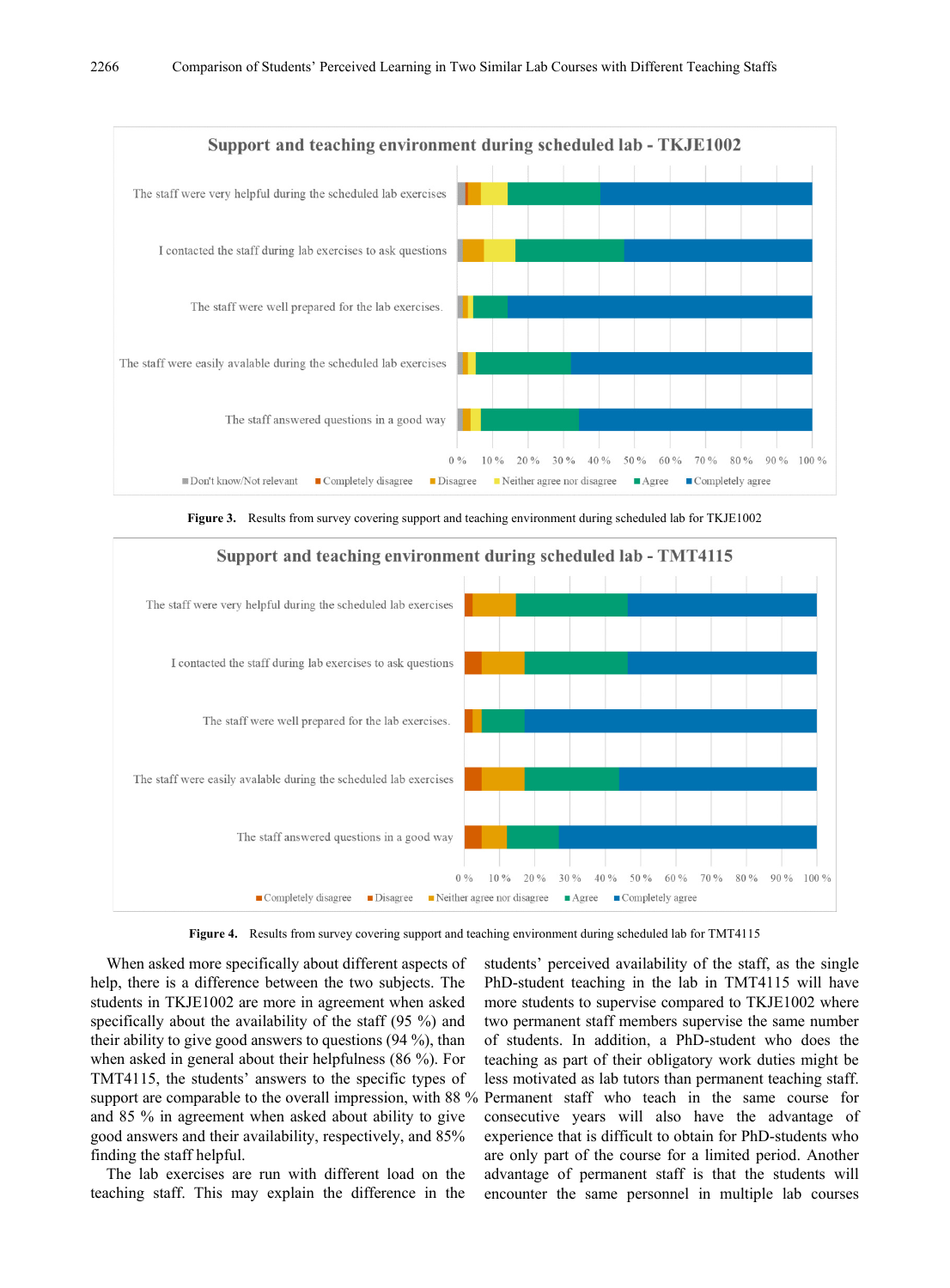Support and teaching environment during scheduled lab - TKJE1002

The staff were very helpful during the scheduled lab exercises

I contacted the staff during lab exercises to ask questions

The staff were well prepared for the lab exercises.

The staff were easily avalable during the scheduled lab exercises

The staff answered questions in a good way

0 % 10 % 20 % 30 % 40 % 50 % 60 % 70 % 80 % 90 % 100 %

Don't know/Not relevant, Completely disagree, Disagree, Neither agree nor disagree, Agree, Completely agree

**Figure 3.** Results from survey covering support and teaching environment during scheduled lab for TKJE1002

Support and teaching environment during scheduled lab - TMT4115

The staff were very helpful during the scheduled lab exercises

I contacted the staff during lab exercises to ask questions

The staff were well prepared for the lab exercises.

The staff were easily avalable during the scheduled lab exercises

The staff answered questions in a good way

0 % 10 % 20 % 30 % 40 % 50 % 60 % 70 % 80 % 90 % 100 %

Completely disagree, Disagree, Neither agree nor disagree, Agree, Completely agree

**Figure 4.** Results from survey covering support and teaching environment during scheduled lab for TMT4115

When asked more specifically about different aspects of help, there is a difference between the two subjects. The students in TKJE1002 are more in agreement when asked specifically about the availability of the staff (95 %) and their ability to give good answers to questions (94 %), than when asked in general about their helpfulness (86 %). For TMT4115, the students' answers to the specific types of support are comparable to the overall impression, with 88 % and 85 % in agreement when asked about ability to give good answers and their availability, respectively, and 85% finding the staff helpful.

The lab exercises are run with different load on the teaching staff. This may explain the difference in the students' perceived availability of the staff, as the single PhD-student teaching in the lab in TMT4115 will have more students to supervise compared to TKJE1002 where two permanent staff members supervise the same number of students. In addition, a PhD-student who does the teaching as part of their obligatory work duties might be less motivated as lab tutors than permanent teaching staff. Permanent staff who teach in the same course for consecutive years will also have the advantage of experience that is difficult to obtain for PhD-students who are only part of the course for a limited period. Another advantage of permanent staff is that the students will encounter the same personnel in multiple lab courses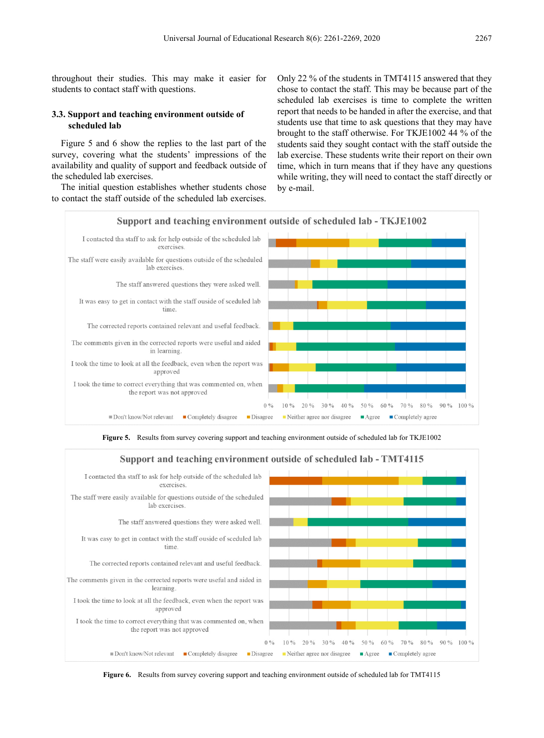throughout their studies. This may make it easier for students to contact staff with questions.

### 3.3. Support and teaching environment outside of scheduled lab

Figure 5 and 6 show the replies to the last part of the survey, covering what the students' impressions of the availability and quality of support and feedback outside of the scheduled lab exercises.

The initial question establishes whether students chose to contact the staff outside of the scheduled lab exercises. Only 22 % of the students in TMT4115 answered that they chose to contact the staff. This may be because part of the scheduled lab exercises is time to complete the written report that needs to be handed in after the exercise, and that students use that time to ask questions that they may have brought to the staff otherwise. For TKJE1002 44 % of the students said they sought contact with the staff outside the lab exercise. These students write their report on their own time, which in turn means that if they have any questions while writing, they will need to contact the staff directly or by e-mail.

Support and teaching environment outside of scheduled lab - TKJE1002

I contacted tha staff to ask for help outside of the scheduled lab exercises.
The staff were easily available for questions outside of the scheduled lab exercises.
The staff answered questions they were asked well.
It was easy to get in contact with the staff ouside of sceduled lab time.
The corrected reports contained relevant and useful feedback.
The comments given in the corrected reports were useful and aided in learning.
I took the time to look at all the feedback, even when the report was approved
I took the time to correct everything that was commented on, when the report was not approved

0 % 10 % 20 % 30 % 40 % 50 % 60 % 70 % 80 % 90 % 100 %

Don't know/Not relevant, Completely disagree, Disagree, Neither agree nor disagree, Agree, Completely agree

**Figure 5.** Results from survey covering support and teaching environment outside of scheduled lab for TKJE1002

Support and teaching environment outside of scheduled lab - TMT4115

I contacted tha staff to ask for help outside of the scheduled lab exercises.
The staff were easily available for questions outside of the scheduled lab exercises.
The staff answered questions they were asked well.
It was easy to get in contact with the staff ouside of sceduled lab time.
The corrected reports contained relevant and useful feedback.
The comments given in the corrected reports were useful and aided in learning.
I took the time to look at all the feedback, even when the report was approved
I took the time to correct everything that was commented on, when the report was not approved

0 % 10 % 20 % 30 % 40 % 50 % 60 % 70 % 80 % 90 % 100 %

Don't know/Not relevant, Completely disagree, Disagree, Neither agree nor disagree, Agree, Completely agree

**Figure 6.** Results from survey covering support and teaching environment outside of scheduled lab for TMT4115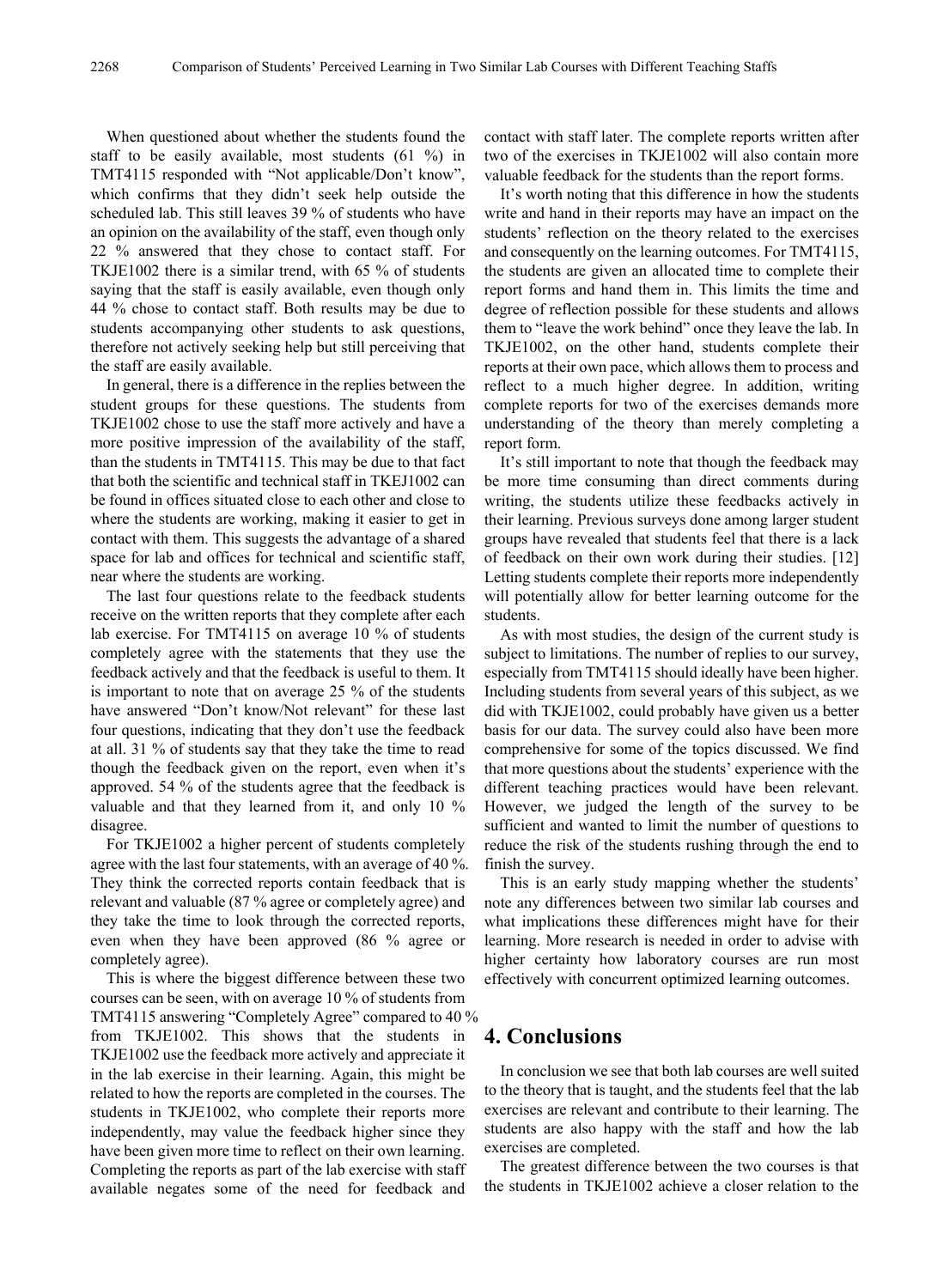When questioned about whether the students found the staff to be easily available, most students (61 %) in TMT4115 responded with "Not applicable/Don't know", which confirms that they didn't seek help outside the scheduled lab. This still leaves 39 % of students who have an opinion on the availability of the staff, even though only 22 % answered that they chose to contact staff. For TKJE1002 there is a similar trend, with 65 % of students saying that the staff is easily available, even though only 44 % chose to contact staff. Both results may be due to students accompanying other students to ask questions, therefore not actively seeking help but still perceiving that the staff are easily available.

In general, there is a difference in the replies between the student groups for these questions. The students from TKJE1002 chose to use the staff more actively and have a more positive impression of the availability of the staff, than the students in TMT4115. This may be due to that fact that both the scientific and technical staff in TKEJ1002 can be found in offices situated close to each other and close to where the students are working, making it easier to get in contact with them. This suggests the advantage of a shared space for lab and offices for technical and scientific staff, near where the students are working.

The last four questions relate to the feedback students receive on the written reports that they complete after each lab exercise. For TMT4115 on average 10 % of students completely agree with the statements that they use the feedback actively and that the feedback is useful to them. It is important to note that on average 25 % of the students have answered "Don't know/Not relevant" for these last four questions, indicating that they don't use the feedback at all. 31 % of students say that they take the time to read though the feedback given on the report, even when it's approved. 54 % of the students agree that the feedback is valuable and that they learned from it, and only 10 % disagree.

For TKJE1002 a higher percent of students completely agree with the last four statements, with an average of 40 %. They think the corrected reports contain feedback that is relevant and valuable (87 % agree or completely agree) and they take the time to look through the corrected reports, even when they have been approved (86 % agree or completely agree).

This is where the biggest difference between these two courses can be seen, with on average 10 % of students from TMT4115 answering "Completely Agree" compared to 40 % from TKJE1002. This shows that the students in TKJE1002 use the feedback more actively and appreciate it in the lab exercise in their learning. Again, this might be related to how the reports are completed in the courses. The students in TKJE1002, who complete their reports more independently, may value the feedback higher since they have been given more time to reflect on their own learning. Completing the reports as part of the lab exercise with staff available negates some of the need for feedback and contact with staff later. The complete reports written after two of the exercises in TKJE1002 will also contain more valuable feedback for the students than the report forms.

It's worth noting that this difference in how the students write and hand in their reports may have an impact on the students' reflection on the theory related to the exercises and consequently on the learning outcomes. For TMT4115, the students are given an allocated time to complete their report forms and hand them in. This limits the time and degree of reflection possible for these students and allows them to "leave the work behind" once they leave the lab. In TKJE1002, on the other hand, students complete their reports at their own pace, which allows them to process and reflect to a much higher degree. In addition, writing complete reports for two of the exercises demands more understanding of the theory than merely completing a report form.

It's still important to note that though the feedback may be more time consuming than direct comments during writing, the students utilize these feedbacks actively in their learning. Previous surveys done among larger student groups have revealed that students feel that there is a lack of feedback on their own work during their studies. [12] Letting students complete their reports more independently will potentially allow for better learning outcome for the students.

As with most studies, the design of the current study is subject to limitations. The number of replies to our survey, especially from TMT4115 should ideally have been higher. Including students from several years of this subject, as we did with TKJE1002, could probably have given us a better basis for our data. The survey could also have been more comprehensive for some of the topics discussed. We find that more questions about the students' experience with the different teaching practices would have been relevant. However, we judged the length of the survey to be sufficient and wanted to limit the number of questions to reduce the risk of the students rushing through the end to finish the survey.

This is an early study mapping whether the students' note any differences between two similar lab courses and what implications these differences might have for their learning. More research is needed in order to advise with higher certainty how laboratory courses are run most effectively with concurrent optimized learning outcomes.

# 4. Conclusions

In conclusion we see that both lab courses are well suited to the theory that is taught, and the students feel that the lab exercises are relevant and contribute to their learning. The students are also happy with the staff and how the lab exercises are completed.

The greatest difference between the two courses is that the students in TKJE1002 achieve a closer relation to the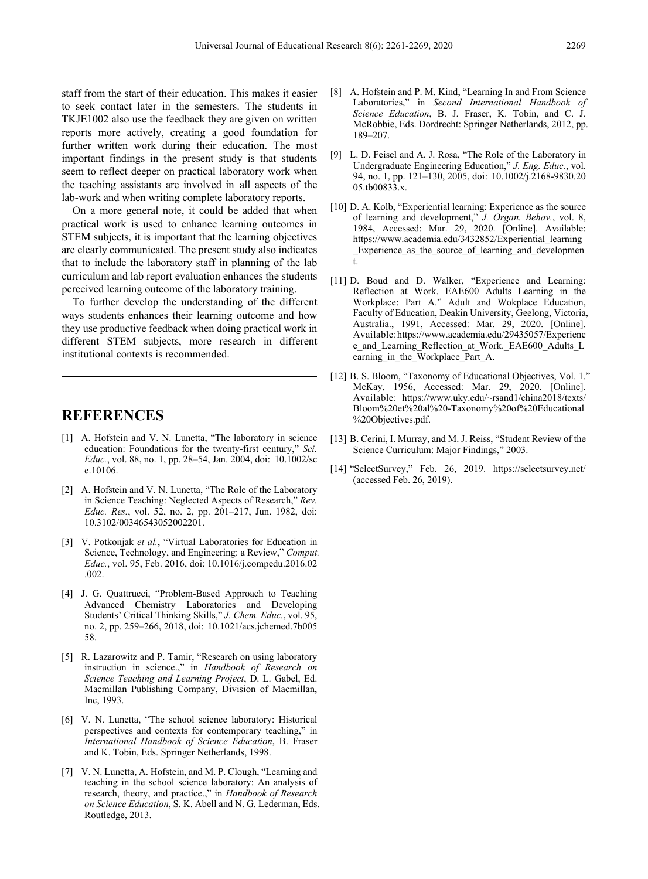staff from the start of their education. This makes it easier to seek contact later in the semesters. The students in TKJE1002 also use the feedback they are given on written reports more actively, creating a good foundation for further written work during their education. The most important findings in the present study is that students seem to reflect deeper on practical laboratory work when the teaching assistants are involved in all aspects of the lab-work and when writing complete laboratory reports.

On a more general note, it could be added that when practical work is used to enhance learning outcomes in STEM subjects, it is important that the learning objectives are clearly communicated. The present study also indicates that to include the laboratory staff in planning of the lab curriculum and lab report evaluation enhances the students perceived learning outcome of the laboratory training.

To further develop the understanding of the different ways students enhances their learning outcome and how they use productive feedback when doing practical work in different STEM subjects, more research in different institutional contexts is recommended.

---

# REFERENCES

[1] A. Hofstein and V. N. Lunetta, "The laboratory in science education: Foundations for the twenty-first century," *Sci. Educ.*, vol. 88, no. 1, pp. 28–54, Jan. 2004, doi: 10.1002/sce.10106.

[2] A. Hofstein and V. N. Lunetta, "The Role of the Laboratory in Science Teaching: Neglected Aspects of Research," *Rev. Educ. Res.*, vol. 52, no. 2, pp. 201–217, Jun. 1982, doi: 10.3102/00346543052002201.

[3] V. Potkonjak *et al.*, "Virtual Laboratories for Education in Science, Technology, and Engineering: a Review," *Comput. Educ.*, vol. 95, Feb. 2016, doi: 10.1016/j.compedu.2016.02.002.

[4] J. G. Quattrucci, "Problem-Based Approach to Teaching Advanced Chemistry Laboratories and Developing Students' Critical Thinking Skills," *J. Chem. Educ.*, vol. 95, no. 2, pp. 259–266, 2018, doi: 10.1021/acs.jchemed.7b00558.

[5] R. Lazarowitz and P. Tamir, "Research on using laboratory instruction in science.," in *Handbook of Research on Science Teaching and Learning Project*, D. L. Gabel, Ed. Macmillan Publishing Company, Division of Macmillan, Inc, 1993.

[6] V. N. Lunetta, "The school science laboratory: Historical perspectives and contexts for contemporary teaching," in *International Handbook of Science Education*, B. Fraser and K. Tobin, Eds. Springer Netherlands, 1998.

[7] V. N. Lunetta, A. Hofstein, and M. P. Clough, "Learning and teaching in the school science laboratory: An analysis of research, theory, and practice.," in *Handbook of Research on Science Education*, S. K. Abell and N. G. Lederman, Eds. Routledge, 2013.

[8] A. Hofstein and P. M. Kind, "Learning In and From Science Laboratories," in *Second International Handbook of Science Education*, B. J. Fraser, K. Tobin, and C. J. McRobbie, Eds. Dordrecht: Springer Netherlands, 2012, pp. 189–207.

[9] L. D. Feisel and A. J. Rosa, "The Role of the Laboratory in Undergraduate Engineering Education," *J. Eng. Educ.*, vol. 94, no. 1, pp. 121–130, 2005, doi: 10.1002/j.2168-9830.2005.tb00833.x.

[10] D. A. Kolb, "Experiential learning: Experience as the source of learning and development," *J. Organ. Behav.*, vol. 8, 1984, Accessed: Mar. 29, 2020. [Online]. Available: https://www.academia.edu/3432852/Experiential_learning_Experience_as_the_source_of_learning_and_development.

[11] D. Boud and D. Walker, "Experience and Learning: Reflection at Work. EAE600 Adults Learning in the Workplace: Part A." Adult and Wokplace Education, Faculty of Education, Deakin University, Geelong, Victoria, Australia., 1991, Accessed: Mar. 29, 2020. [Online]. Available: https://www.academia.edu/29435057/Experience_and_Learning_Reflection_at_Work._EAE600_Adults_Learning_in_the_Workplace_Part_A.

[12] B. S. Bloom, "Taxonomy of Educational Objectives, Vol. 1." McKay, 1956, Accessed: Mar. 29, 2020. [Online]. Available: https://www.uky.edu/~rsand1/china2018/texts/Bloom%20et%20al%20-Taxonomy%20of%20Educational%20Objectives.pdf.

[13] B. Cerini, I. Murray, and M. J. Reiss, "Student Review of the Science Curriculum: Major Findings," 2003.

[14] "SelectSurvey," Feb. 26, 2019. https://selectsurvey.net/ (accessed Feb. 26, 2019).